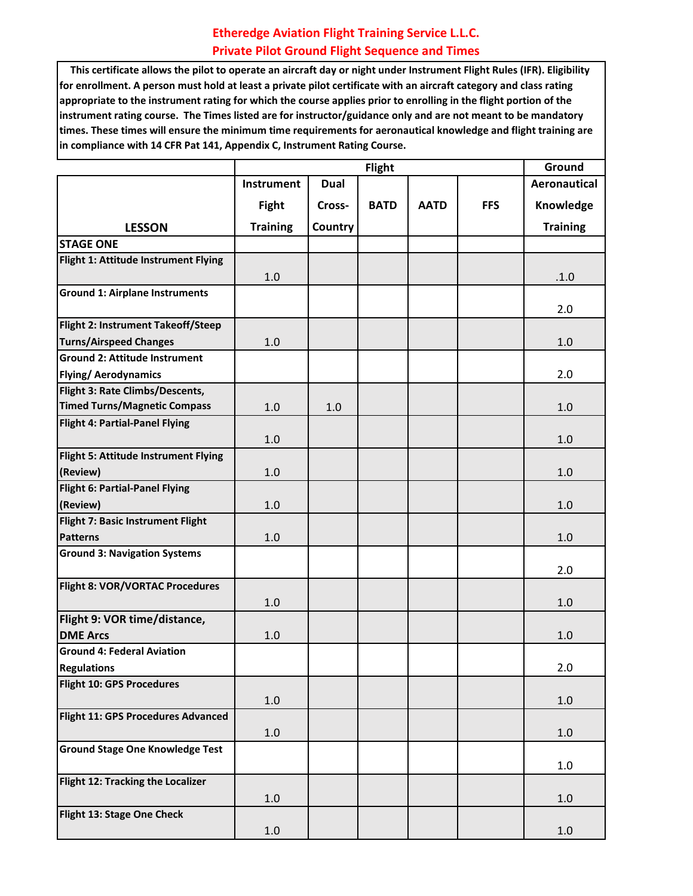# Etheredge Aviation Flight Training Service L.L.C.

## Private Pilot Ground Flight Sequence and Times

**This certificate allows the pilot to operate an aircraft day or night under Instrument Flight Rules (IFR). Eligibility for enrollment. A person must hold at least a private pilot certificate with an aircraft category and class rating appropriate to the instrument rating for which the course applies prior to enrolling in the flight portion of the instrument rating course. The Times listed are for instructor/guidance only and are not meant to be mandatory times. These times will ensure the minimum time requirements for aeronautical knowledge and flight training are in compliance with 14 CFR Pat 141, Appendix C, Instrument Rating Course.**

| | Flight | | | | | Ground |
|---|---|---|---|---|---|---|
| **LESSON** | **Instrument Fight Training** | **Dual Cross-Country** | **BATD** | **AATD** | **FFS** | **Aeronautical Knowledge Training** |
| **STAGE ONE** | | | | | | |
| **Flight 1: Attitude Instrument Flying** | 1.0 | | | | | .1.0 |
| **Ground 1: Airplane Instruments** | | | | | | 2.0 |
| **Flight 2: Instrument Takeoff/Steep Turns/Airspeed Changes** | 1.0 | | | | | 1.0 |
| **Ground 2: Attitude Instrument Flying/ Aerodynamics** | | | | | | 2.0 |
| **Flight 3: Rate Climbs/Descents, Timed Turns/Magnetic Compass** | 1.0 | 1.0 | | | | 1.0 |
| **Flight 4: Partial-Panel Flying** | 1.0 | | | | | 1.0 |
| **Flight 5: Attitude Instrument Flying (Review)** | 1.0 | | | | | 1.0 |
| **Flight 6: Partial-Panel Flying (Review)** | 1.0 | | | | | 1.0 |
| **Flight 7: Basic Instrument Flight Patterns** | 1.0 | | | | | 1.0 |
| **Ground 3: Navigation Systems** | | | | | | 2.0 |
| **Flight 8: VOR/VORTAC Procedures** | 1.0 | | | | | 1.0 |
| **Flight 9: VOR time/distance, DME Arcs** | 1.0 | | | | | 1.0 |
| **Ground 4: Federal Aviation Regulations** | | | | | | 2.0 |
| **Flight 10: GPS Procedures** | 1.0 | | | | | 1.0 |
| **Flight 11: GPS Procedures Advanced** | 1.0 | | | | | 1.0 |
| **Ground Stage One Knowledge Test** | | | | | | 1.0 |
| **Flight 12: Tracking the Localizer** | 1.0 | | | | | 1.0 |
| **Flight 13: Stage One Check** | 1.0 | | | | | 1.0 |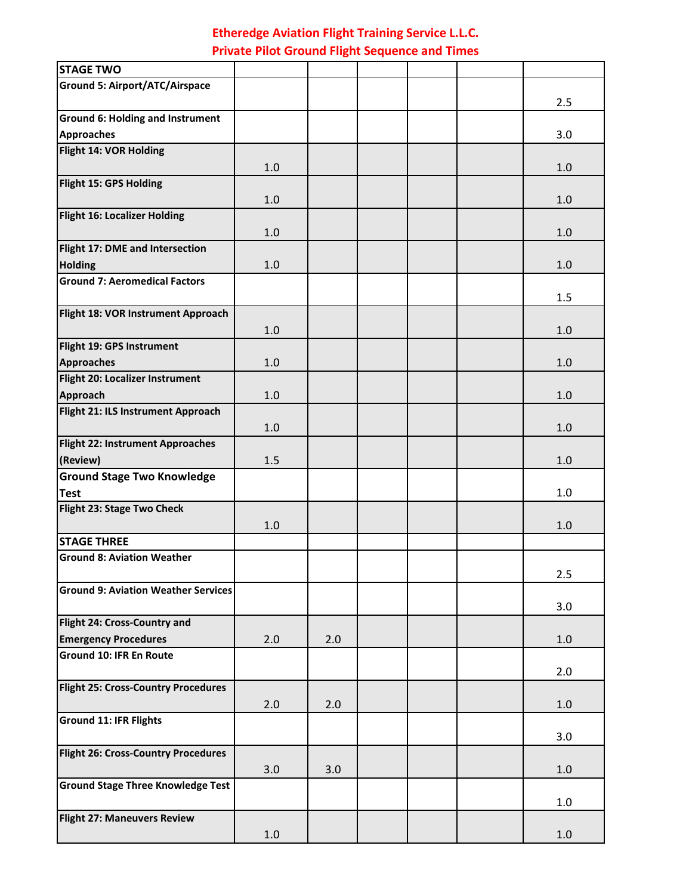**Etheredge Aviation Flight Training Service L.L.C.**
**Private Pilot Ground Flight Sequence and Times**

| STAGE TWO | | | | | | |
|---|---|---|---|---|---|---|
| Ground 5: Airport/ATC/Airspace | | | | | | 2.5 |
| Ground 6: Holding and Instrument Approaches | | | | | | 3.0 |
| Flight 14: VOR Holding | 1.0 | | | | | 1.0 |
| Flight 15: GPS Holding | 1.0 | | | | | 1.0 |
| Flight 16: Localizer Holding | 1.0 | | | | | 1.0 |
| Flight 17: DME and Intersection Holding | 1.0 | | | | | 1.0 |
| Ground 7: Aeromedical Factors | | | | | | 1.5 |
| Flight 18: VOR Instrument Approach | 1.0 | | | | | 1.0 |
| Flight 19: GPS Instrument Approaches | 1.0 | | | | | 1.0 |
| Flight 20: Localizer Instrument Approach | 1.0 | | | | | 1.0 |
| Flight 21: ILS Instrument Approach | 1.0 | | | | | 1.0 |
| Flight 22: Instrument Approaches (Review) | 1.5 | | | | | 1.0 |
| Ground Stage Two Knowledge Test | | | | | | 1.0 |
| Flight 23: Stage Two Check | 1.0 | | | | | 1.0 |
| **STAGE THREE** | | | | | | |
| Ground 8: Aviation Weather | | | | | | 2.5 |
| Ground 9: Aviation Weather Services | | | | | | 3.0 |
| Flight 24: Cross-Country and Emergency Procedures | 2.0 | 2.0 | | | | 1.0 |
| Ground 10: IFR En Route | | | | | | 2.0 |
| Flight 25: Cross-Country Procedures | 2.0 | 2.0 | | | | 1.0 |
| Ground 11: IFR Flights | | | | | | 3.0 |
| Flight 26: Cross-Country Procedures | 3.0 | 3.0 | | | | 1.0 |
| Ground Stage Three Knowledge Test | | | | | | 1.0 |
| Flight 27: Maneuvers Review | 1.0 | | | | | 1.0 |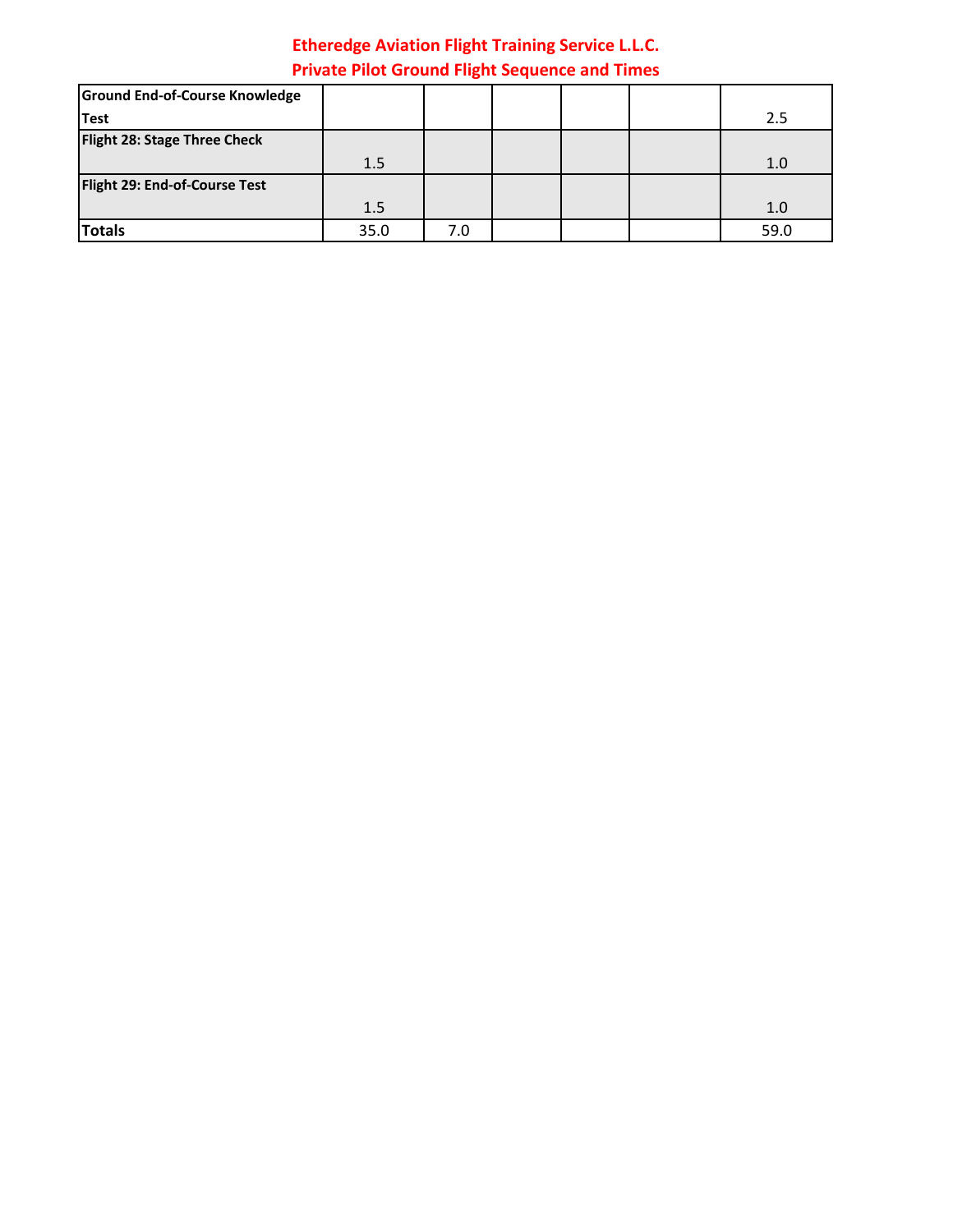# Etheredge Aviation Flight Training Service L.L.C.
## Private Pilot Ground Flight Sequence and Times

| | | | | | | |
|---|---|---|---|---|---|---|
| **Ground End-of-Course Knowledge Test** | | | | | | 2.5 |
| **Flight 28: Stage Three Check** | 1.5 | | | | | 1.0 |
| **Flight 29: End-of-Course Test** | 1.5 | | | | | 1.0 |
| **Totals** | 35.0 | 7.0 | | | | 59.0 |